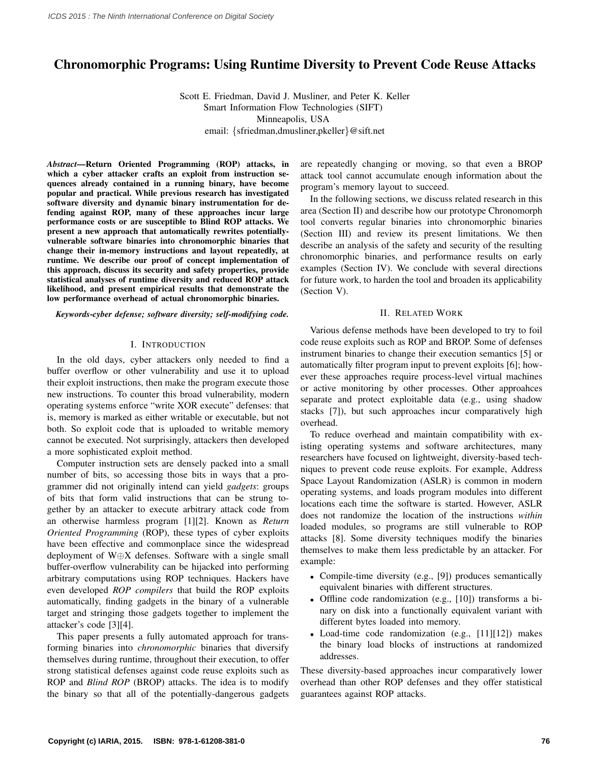# Chronomorphic Programs: Using Runtime Diversity to Prevent Code Reuse Attacks

Scott E. Friedman, David J. Musliner, and Peter K. Keller
Smart Information Flow Technologies (SIFT)
Minneapolis, USA
email: {sfriedman,dmusliner,pkeller}@sift.net

***Abstract*—Return Oriented Programming (ROP) attacks, in which a cyber attacker crafts an exploit from instruction sequences already contained in a running binary, have become popular and practical. While previous research has investigated software diversity and dynamic binary instrumentation for defending against ROP, many of these approaches incur large performance costs or are susceptible to Blind ROP attacks. We present a new approach that automatically rewrites potentially-vulnerable software binaries into chronomorphic binaries that change their in-memory instructions and layout repeatedly, at runtime. We describe our proof of concept implementation of this approach, discuss its security and safety properties, provide statistical analyses of runtime diversity and reduced ROP attack likelihood, and present empirical results that demonstrate the low performance overhead of actual chronomorphic binaries.**

***Keywords-cyber defense; software diversity; self-modifying code.***

## I. Introduction

In the old days, cyber attackers only needed to find a buffer overflow or other vulnerability and use it to upload their exploit instructions, then make the program execute those new instructions. To counter this broad vulnerability, modern operating systems enforce "write XOR execute" defenses: that is, memory is marked as either writable or executable, but not both. So exploit code that is uploaded to writable memory cannot be executed. Not surprisingly, attackers then developed a more sophisticated exploit method.

Computer instruction sets are densely packed into a small number of bits, so accessing those bits in ways that a programmer did not originally intend can yield *gadgets*: groups of bits that form valid instructions that can be strung together by an attacker to execute arbitrary attack code from an otherwise harmless program [1][2]. Known as *Return Oriented Programming* (ROP), these types of cyber exploits have been effective and commonplace since the widespread deployment of W$\oplus$X defenses. Software with a single small buffer-overflow vulnerability can be hijacked into performing arbitrary computations using ROP techniques. Hackers have even developed *ROP compilers* that build the ROP exploits automatically, finding gadgets in the binary of a vulnerable target and stringing those gadgets together to implement the attacker's code [3][4].

This paper presents a fully automated approach for transforming binaries into *chronomorphic* binaries that diversify themselves during runtime, throughout their execution, to offer strong statistical defenses against code reuse exploits such as ROP and *Blind ROP* (BROP) attacks. The idea is to modify the binary so that all of the potentially-dangerous gadgets are repeatedly changing or moving, so that even a BROP attack tool cannot accumulate enough information about the program's memory layout to succeed.

In the following sections, we discuss related research in this area (Section II) and describe how our prototype Chronomorph tool converts regular binaries into chronomorphic binaries (Section III) and review its present limitations. We then describe an analysis of the safety and security of the resulting chronomorphic binaries, and performance results on early examples (Section IV). We conclude with several directions for future work, to harden the tool and broaden its applicability (Section V).

## II. Related Work

Various defense methods have been developed to try to foil code reuse exploits such as ROP and BROP. Some of defenses instrument binaries to change their execution semantics [5] or automatically filter program input to prevent exploits [6]; however these approaches require process-level virtual machines or active monitoring by other processes. Other approahces separate and protect exploitable data (e.g., using shadow stacks [7]), but such approaches incur comparatively high overhead.

To reduce overhead and maintain compatibility with existing operating systems and software architectures, many researchers have focused on lightweight, diversity-based techniques to prevent code reuse exploits. For example, Address Space Layout Randomization (ASLR) is common in modern operating systems, and loads program modules into different locations each time the software is started. However, ASLR does not randomize the location of the instructions *within* loaded modules, so programs are still vulnerable to ROP attacks [8]. Some diversity techniques modify the binaries themselves to make them less predictable by an attacker. For example:

- Compile-time diversity (e.g., [9]) produces semantically equivalent binaries with different structures.
- Offline code randomization (e.g., [10]) transforms a binary on disk into a functionally equivalent variant with different bytes loaded into memory.
- Load-time code randomization (e.g., [11][12]) makes the binary load blocks of instructions at randomized addresses.

These diversity-based approaches incur comparatively lower overhead than other ROP defenses and they offer statistical guarantees against ROP attacks.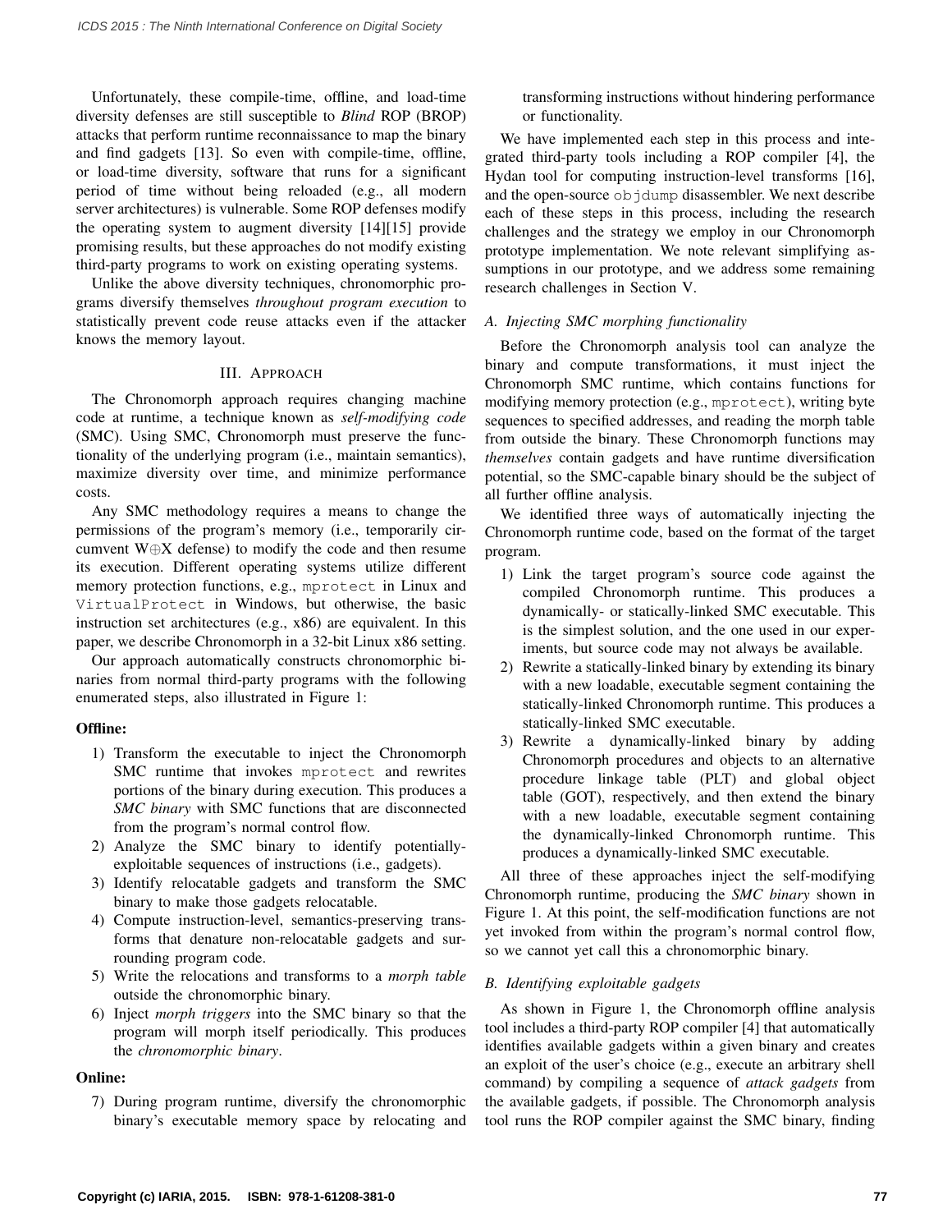Unfortunately, these compile-time, offline, and load-time diversity defenses are still susceptible to *Blind* ROP (BROP) attacks that perform runtime reconnaissance to map the binary and find gadgets [13]. So even with compile-time, offline, or load-time diversity, software that runs for a significant period of time without being reloaded (e.g., all modern server architectures) is vulnerable. Some ROP defenses modify the operating system to augment diversity [14][15] provide promising results, but these approaches do not modify existing third-party programs to work on existing operating systems.

Unlike the above diversity techniques, chronomorphic programs diversify themselves *throughout program execution* to statistically prevent code reuse attacks even if the attacker knows the memory layout.

## III. Approach

The Chronomorph approach requires changing machine code at runtime, a technique known as *self-modifying code* (SMC). Using SMC, Chronomorph must preserve the functionality of the underlying program (i.e., maintain semantics), maximize diversity over time, and minimize performance costs.

Any SMC methodology requires a means to change the permissions of the program's memory (i.e., temporarily circumvent W⊕X defense) to modify the code and then resume its execution. Different operating systems utilize different memory protection functions, e.g., `mprotect` in Linux and `VirtualProtect` in Windows, but otherwise, the basic instruction set architectures (e.g., x86) are equivalent. In this paper, we describe Chronomorph in a 32-bit Linux x86 setting.

Our approach automatically constructs chronomorphic binaries from normal third-party programs with the following enumerated steps, also illustrated in Figure 1:

**Offline:**

1) Transform the executable to inject the Chronomorph SMC runtime that invokes `mprotect` and rewrites portions of the binary during execution. This produces a *SMC binary* with SMC functions that are disconnected from the program's normal control flow.
2) Analyze the SMC binary to identify potentially-exploitable sequences of instructions (i.e., gadgets).
3) Identify relocatable gadgets and transform the SMC binary to make those gadgets relocatable.
4) Compute instruction-level, semantics-preserving transforms that denature non-relocatable gadgets and surrounding program code.
5) Write the relocations and transforms to a *morph table* outside the chronomorphic binary.
6) Inject *morph triggers* into the SMC binary so that the program will morph itself periodically. This produces the *chronomorphic binary*.

**Online:**

7) During program runtime, diversify the chronomorphic binary's executable memory space by relocating and transforming instructions without hindering performance or functionality.

We have implemented each step in this process and integrated third-party tools including a ROP compiler [4], the Hydan tool for computing instruction-level transforms [16], and the open-source `objdump` disassembler. We next describe each of these steps in this process, including the research challenges and the strategy we employ in our Chronomorph prototype implementation. We note relevant simplifying assumptions in our prototype, and we address some remaining research challenges in Section V.

### A. Injecting SMC morphing functionality

Before the Chronomorph analysis tool can analyze the binary and compute transformations, it must inject the Chronomorph SMC runtime, which contains functions for modifying memory protection (e.g., `mprotect`), writing byte sequences to specified addresses, and reading the morph table from outside the binary. These Chronomorph functions may *themselves* contain gadgets and have runtime diversification potential, so the SMC-capable binary should be the subject of all further offline analysis.

We identified three ways of automatically injecting the Chronomorph runtime code, based on the format of the target program.

1) Link the target program's source code against the compiled Chronomorph runtime. This produces a dynamically- or statically-linked SMC executable. This is the simplest solution, and the one used in our experiments, but source code may not always be available.
2) Rewrite a statically-linked binary by extending its binary with a new loadable, executable segment containing the statically-linked Chronomorph runtime. This produces a statically-linked SMC executable.
3) Rewrite a dynamically-linked binary by adding Chronomorph procedures and objects to an alternative procedure linkage table (PLT) and global object table (GOT), respectively, and then extend the binary with a new loadable, executable segment containing the dynamically-linked Chronomorph runtime. This produces a dynamically-linked SMC executable.

All three of these approaches inject the self-modifying Chronomorph runtime, producing the *SMC binary* shown in Figure 1. At this point, the self-modification functions are not yet invoked from within the program's normal control flow, so we cannot yet call this a chronomorphic binary.

### B. Identifying exploitable gadgets

As shown in Figure 1, the Chronomorph offline analysis tool includes a third-party ROP compiler [4] that automatically identifies available gadgets within a given binary and creates an exploit of the user's choice (e.g., execute an arbitrary shell command) by compiling a sequence of *attack gadgets* from the available gadgets, if possible. The Chronomorph analysis tool runs the ROP compiler against the SMC binary, finding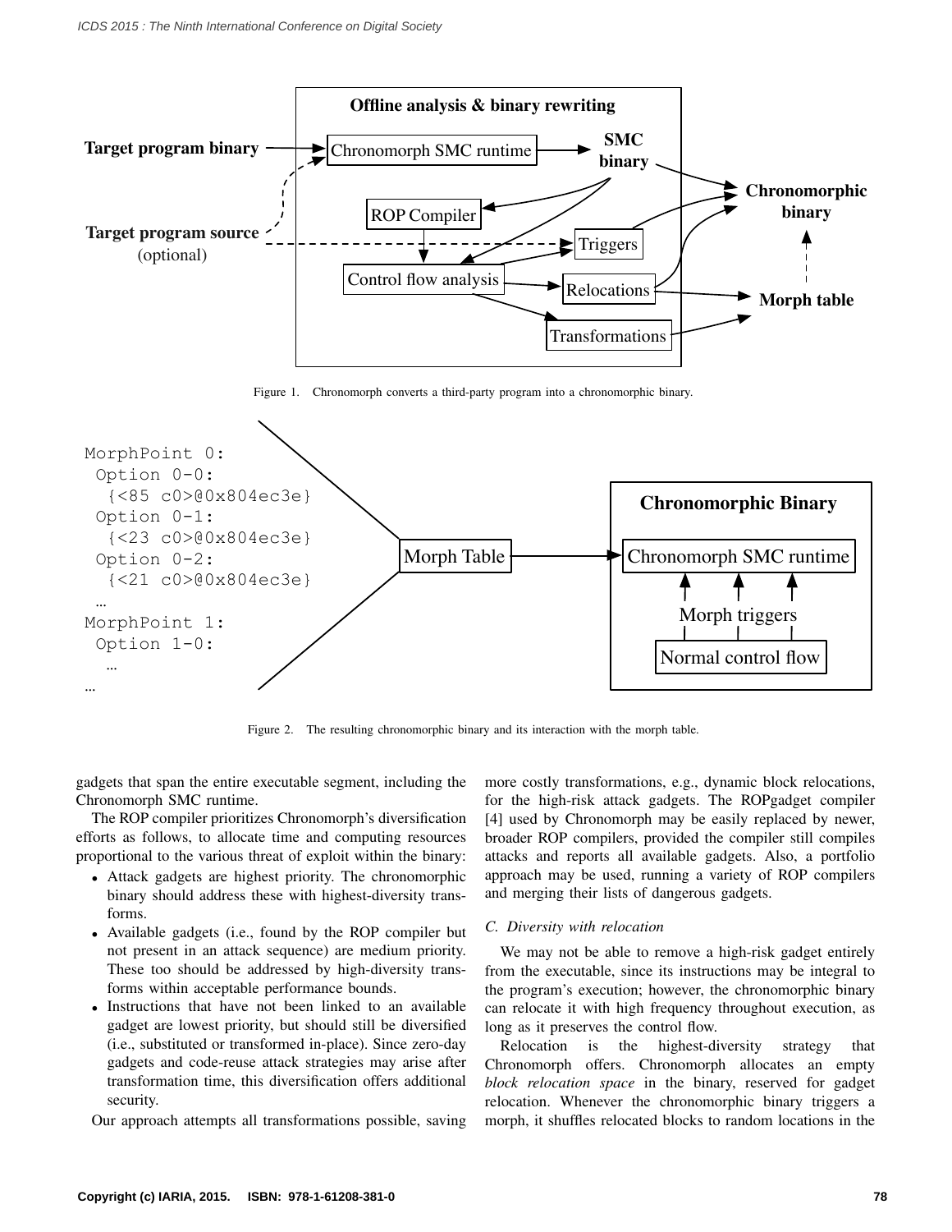Figure 1. Chronomorph converts a third-party program into a chronomorphic binary.

Figure 2. The resulting chronomorphic binary and its interaction with the morph table.

gadgets that span the entire executable segment, including the Chronomorph SMC runtime.

The ROP compiler prioritizes Chronomorph's diversification efforts as follows, to allocate time and computing resources proportional to the various threat of exploit within the binary:

- Attack gadgets are highest priority. The chronomorphic binary should address these with highest-diversity transforms.
- Available gadgets (i.e., found by the ROP compiler but not present in an attack sequence) are medium priority. These too should be addressed by high-diversity transforms within acceptable performance bounds.
- Instructions that have not been linked to an available gadget are lowest priority, but should still be diversified (i.e., substituted or transformed in-place). Since zero-day gadgets and code-reuse attack strategies may arise after transformation time, this diversification offers additional security.

Our approach attempts all transformations possible, saving more costly transformations, e.g., dynamic block relocations, for the high-risk attack gadgets. The ROPgadget compiler [4] used by Chronomorph may be easily replaced by newer, broader ROP compilers, provided the compiler still compiles attacks and reports all available gadgets. Also, a portfolio approach may be used, running a variety of ROP compilers and merging their lists of dangerous gadgets.

### C. Diversity with relocation

We may not be able to remove a high-risk gadget entirely from the executable, since its instructions may be integral to the program's execution; however, the chronomorphic binary can relocate it with high frequency throughout execution, as long as it preserves the control flow.

Relocation is the highest-diversity strategy that Chronomorph offers. Chronomorph allocates an empty *block relocation space* in the binary, reserved for gadget relocation. Whenever the chronomorphic binary triggers a morph, it shuffles relocated blocks to random locations in the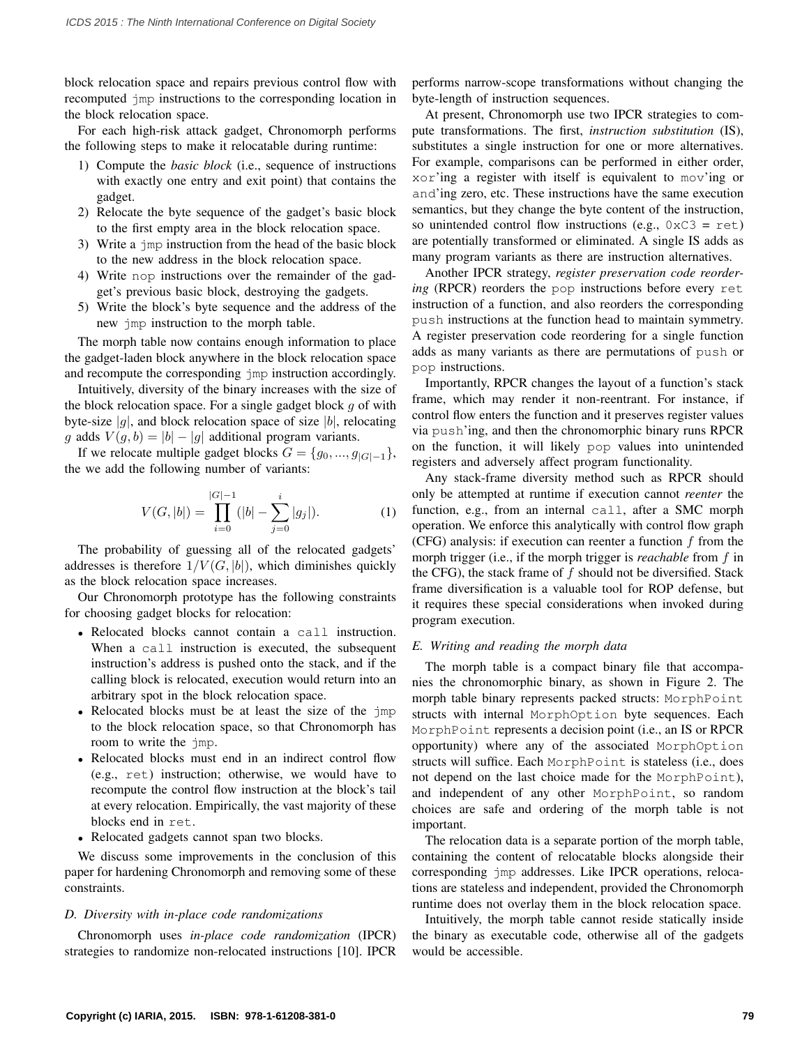block relocation space and repairs previous control flow with recomputed `jmp` instructions to the corresponding location in the block relocation space.

For each high-risk attack gadget, Chronomorph performs the following steps to make it relocatable during runtime:

1) Compute the *basic block* (i.e., sequence of instructions with exactly one entry and exit point) that contains the gadget.
2) Relocate the byte sequence of the gadget's basic block to the first empty area in the block relocation space.
3) Write a `jmp` instruction from the head of the basic block to the new address in the block relocation space.
4) Write `nop` instructions over the remainder of the gadget's previous basic block, destroying the gadgets.
5) Write the block's byte sequence and the address of the new `jmp` instruction to the morph table.

The morph table now contains enough information to place the gadget-laden block anywhere in the block relocation space and recompute the corresponding `jmp` instruction accordingly.

Intuitively, diversity of the binary increases with the size of the block relocation space. For a single gadget block $g$ of with byte-size $|g|$, and block relocation space of size $|b|$, relocating $g$ adds $V(g, b) = |b| - |g|$ additional program variants.

If we relocate multiple gadget blocks $G = \{g_0, ..., g_{|G|-1}\}$, the we add the following number of variants:

$$V(G, |b|) = \prod_{i=0}^{|G|-1} (|b| - \sum_{j=0}^{i} |g_j|). \quad (1)$$

The probability of guessing all of the relocated gadgets' addresses is therefore $1/V(G, |b|)$, which diminishes quickly as the block relocation space increases.

Our Chronomorph prototype has the following constraints for choosing gadget blocks for relocation:

- Relocated blocks cannot contain a `call` instruction. When a `call` instruction is executed, the subsequent instruction's address is pushed onto the stack, and if the calling block is relocated, execution would return into an arbitrary spot in the block relocation space.
- Relocated blocks must be at least the size of the `jmp` to the block relocation space, so that Chronomorph has room to write the `jmp`.
- Relocated blocks must end in an indirect control flow (e.g., `ret`) instruction; otherwise, we would have to recompute the control flow instruction at the block's tail at every relocation. Empirically, the vast majority of these blocks end in `ret`.
- Relocated gadgets cannot span two blocks.

We discuss some improvements in the conclusion of this paper for hardening Chronomorph and removing some of these constraints.

### D. Diversity with in-place code randomizations

Chronomorph uses *in-place code randomization* (IPCR) strategies to randomize non-relocated instructions [10]. IPCR performs narrow-scope transformations without changing the byte-length of instruction sequences.

At present, Chronomorph use two IPCR strategies to compute transformations. The first, *instruction substitution* (IS), substitutes a single instruction for one or more alternatives. For example, comparisons can be performed in either order, `xor`'ing a register with itself is equivalent to `mov`'ing or `and`'ing zero, etc. These instructions have the same execution semantics, but they change the byte content of the instruction, so unintended control flow instructions (e.g., `0xC3 = ret`) are potentially transformed or eliminated. A single IS adds as many program variants as there are instruction alternatives.

Another IPCR strategy, *register preservation code reordering* (RPCR) reorders the `pop` instructions before every `ret` instruction of a function, and also reorders the corresponding `push` instructions at the function head to maintain symmetry. A register preservation code reordering for a single function adds as many variants as there are permutations of `push` or `pop` instructions.

Importantly, RPCR changes the layout of a function's stack frame, which may render it non-reentrant. For instance, if control flow enters the function and it preserves register values via `push`'ing, and then the chronomorphic binary runs RPCR on the function, it will likely `pop` values into unintended registers and adversely affect program functionality.

Any stack-frame diversity method such as RPCR should only be attempted at runtime if execution cannot *reenter* the function, e.g., from an internal `call`, after a SMC morph operation. We enforce this analytically with control flow graph (CFG) analysis: if execution can reenter a function $f$ from the morph trigger (i.e., if the morph trigger is *reachable* from $f$ in the CFG), the stack frame of $f$ should not be diversified. Stack frame diversification is a valuable tool for ROP defense, but it requires these special considerations when invoked during program execution.

### E. Writing and reading the morph data

The morph table is a compact binary file that accompanies the chronomorphic binary, as shown in Figure 2. The morph table binary represents packed structs: `MorphPoint` structs with internal `MorphOption` byte sequences. Each `MorphPoint` represents a decision point (i.e., an IS or RPCR opportunity) where any of the associated `MorphOption` structs will suffice. Each `MorphPoint` is stateless (i.e., does not depend on the last choice made for the `MorphPoint`), and independent of any other `MorphPoint`, so random choices are safe and ordering of the morph table is not important.

The relocation data is a separate portion of the morph table, containing the content of relocatable blocks alongside their corresponding `jmp` addresses. Like IPCR operations, relocations are stateless and independent, provided the Chronomorph runtime does not overlay them in the block relocation space.

Intuitively, the morph table cannot reside statically inside the binary as executable code, otherwise all of the gadgets would be accessible.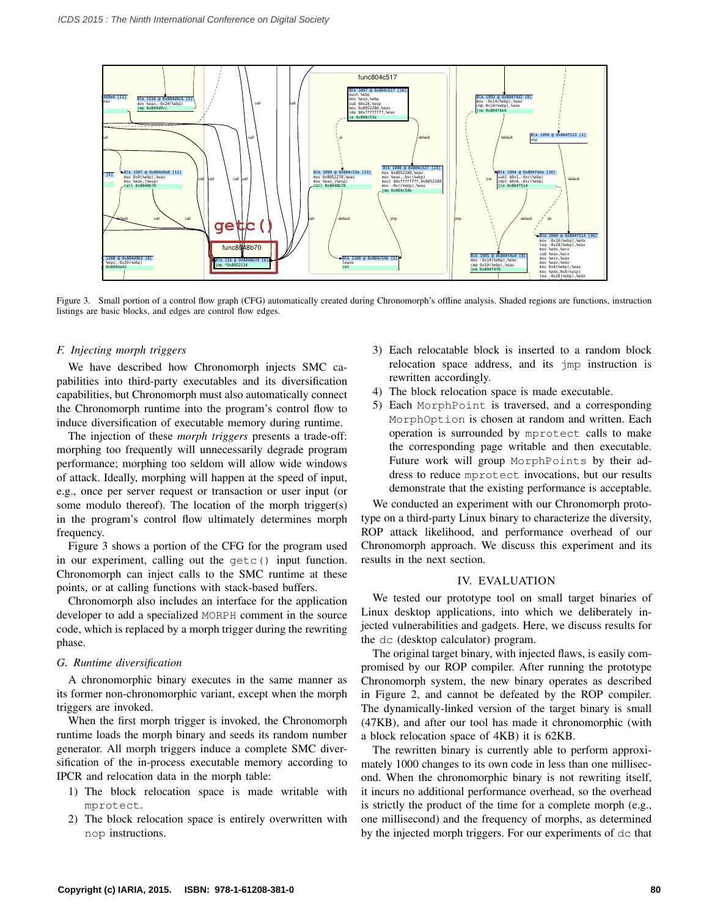Figure 3. Small portion of a control flow graph (CFG) automatically created during Chronomorph's offline analysis. Shaded regions are functions, instruction listings are basic blocks, and edges are control flow edges.

### F. Injecting morph triggers

We have described how Chronomorph injects SMC capabilities into third-party executables and its diversification capabilities, but Chronomorph must also automatically connect the Chronomorph runtime into the program's control flow to induce diversification of executable memory during runtime.

The injection of these *morph triggers* presents a trade-off: morphing too frequently will unnecessarily degrade program performance; morphing too seldom will allow wide windows of attack. Ideally, morphing will happen at the speed of input, e.g., once per server request or transaction or user input (or some modulo thereof). The location of the morph trigger(s) in the program's control flow ultimately determines morph frequency.

Figure 3 shows a portion of the CFG for the program used in our experiment, calling out the `getc()` input function. Chronomorph can inject calls to the SMC runtime at these points, or at calling functions with stack-based buffers.

Chronomorph also includes an interface for the application developer to add a specialized `MORPH` comment in the source code, which is replaced by a morph trigger during the rewriting phase.

### G. Runtime diversification

A chronomorphic binary executes in the same manner as its former non-chronomorphic variant, except when the morph triggers are invoked.

When the first morph trigger is invoked, the Chronomorph runtime loads the morph binary and seeds its random number generator. All morph triggers induce a complete SMC diversification of the in-process executable memory according to IPCR and relocation data in the morph table:

1) The block relocation space is made writable with `mprotect`.
2) The block relocation space is entirely overwritten with `nop` instructions.
3) Each relocatable block is inserted to a random block relocation space address, and its `jmp` instruction is rewritten accordingly.
4) The block relocation space is made executable.
5) Each `MorphPoint` is traversed, and a corresponding `MorphOption` is chosen at random and written. Each operation is surrounded by `mprotect` calls to make the corresponding page writable and then executable. Future work will group `MorphPoints` by their address to reduce `mprotect` invocations, but our results demonstrate that the existing performance is acceptable.

We conducted an experiment with our Chronomorph prototype on a third-party Linux binary to characterize the diversity, ROP attack likelihood, and performance overhead of our Chronomorph approach. We discuss this experiment and its results in the next section.

## IV. EVALUATION

We tested our prototype tool on small target binaries of Linux desktop applications, into which we deliberately injected vulnerabilities and gadgets. Here, we discuss results for the `dc` (desktop calculator) program.

The original target binary, with injected flaws, is easily compromised by our ROP compiler. After running the prototype Chronomorph system, the new binary operates as described in Figure 2, and cannot be defeated by the ROP compiler. The dynamically-linked version of the target binary is small (47KB), and after our tool has made it chronomorphic (with a block relocation space of 4KB) it is 62KB.

The rewritten binary is currently able to perform approximately 1000 changes to its own code in less than one millisecond. When the chronomorphic binary is not rewriting itself, it incurs no additional performance overhead, so the overhead is strictly the product of the time for a complete morph (e.g., one millisecond) and the frequency of morphs, as determined by the injected morph triggers. For our experiments of `dc` that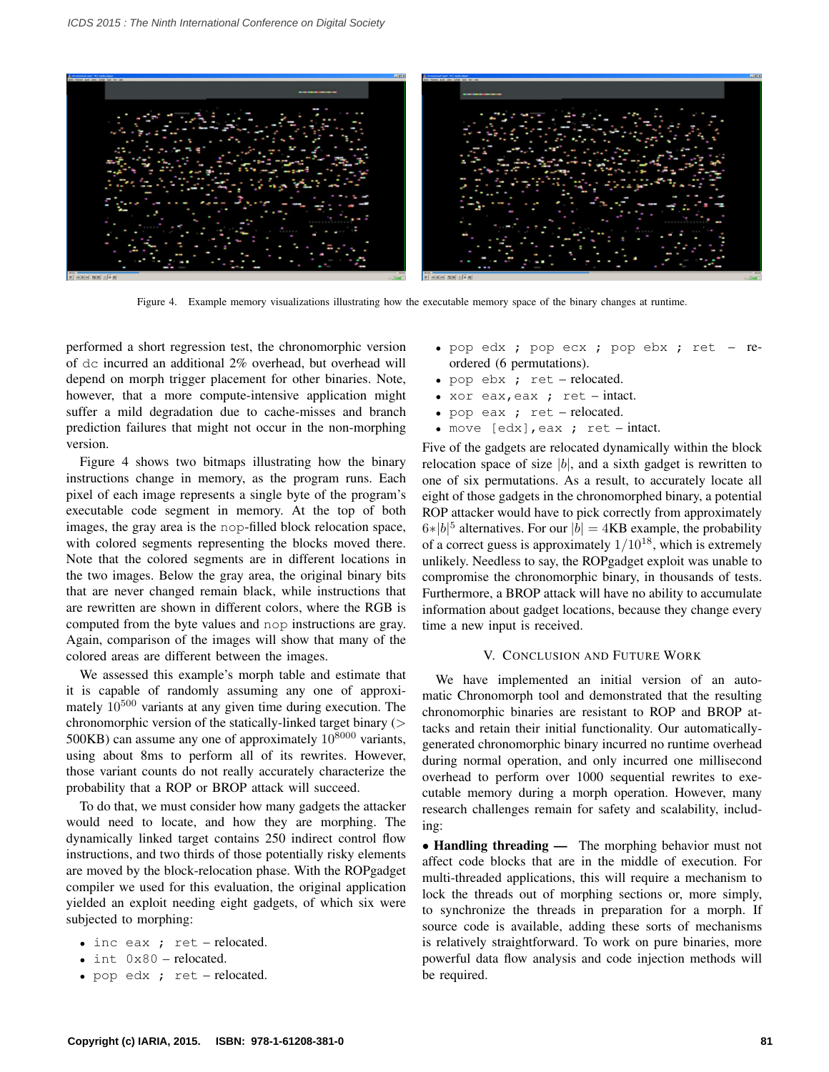Figure 4. Example memory visualizations illustrating how the executable memory space of the binary changes at runtime.

performed a short regression test, the chronomorphic version of `dc` incurred an additional 2% overhead, but overhead will depend on morph trigger placement for other binaries. Note, however, that a more compute-intensive application might suffer a mild degradation due to cache-misses and branch prediction failures that might not occur in the non-morphing version.

Figure 4 shows two bitmaps illustrating how the binary instructions change in memory, as the program runs. Each pixel of each image represents a single byte of the program's executable code segment in memory. At the top of both images, the gray area is the `nop`-filled block relocation space, with colored segments representing the blocks moved there. Note that the colored segments are in different locations in the two images. Below the gray area, the original binary bits that are never changed remain black, while instructions that are rewritten are shown in different colors, where the RGB is computed from the byte values and `nop` instructions are gray. Again, comparison of the images will show that many of the colored areas are different between the images.

We assessed this example's morph table and estimate that it is capable of randomly assuming any one of approximately $10^{500}$ variants at any given time during execution. The chronomorphic version of the statically-linked target binary (> 500KB) can assume any one of approximately $10^{8000}$ variants, using about 8ms to perform all of its rewrites. However, those variant counts do not really accurately characterize the probability that a ROP or BROP attack will succeed.

To do that, we must consider how many gadgets the attacker would need to locate, and how they are morphing. The dynamically linked target contains 250 indirect control flow instructions, and two thirds of those potentially risky elements are moved by the block-relocation phase. With the ROPgadget compiler we used for this evaluation, the original application yielded an exploit needing eight gadgets, of which six were subjected to morphing:

- `inc eax ; ret` – relocated.
- `int 0x80` – relocated.
- `pop edx ; ret` – relocated.
- `pop edx ; pop ecx ; pop ebx ; ret` – re-ordered (6 permutations).
- `pop ebx ; ret` – relocated.
- `xor eax,eax ; ret` – intact.
- `pop eax ; ret` – relocated.
- `move [edx],eax ; ret` – intact.

Five of the gadgets are relocated dynamically within the block relocation space of size $|b|$, and a sixth gadget is rewritten to one of six permutations. As a result, to accurately locate all eight of those gadgets in the chronomorphed binary, a potential ROP attacker would have to pick correctly from approximately $6*|b|^5$ alternatives. For our $|b| = 4$KB example, the probability of a correct guess is approximately $1/10^{18}$, which is extremely unlikely. Needless to say, the ROPgadget exploit was unable to compromise the chronomorphic binary, in thousands of tests. Furthermore, a BROP attack will have no ability to accumulate information about gadget locations, because they change every time a new input is received.

## V. Conclusion and Future Work

We have implemented an initial version of an automatic Chronomorph tool and demonstrated that the resulting chronomorphic binaries are resistant to ROP and BROP attacks and retain their initial functionality. Our automatically-generated chronomorphic binary incurred no runtime overhead during normal operation, and only incurred one millisecond overhead to perform over 1000 sequential rewrites to executable memory during a morph operation. However, many research challenges remain for safety and scalability, including:

• **Handling threading —** The morphing behavior must not affect code blocks that are in the middle of execution. For multi-threaded applications, this will require a mechanism to lock the threads out of morphing sections or, more simply, to synchronize the threads in preparation for a morph. If source code is available, adding these sorts of mechanisms is relatively straightforward. To work on pure binaries, more powerful data flow analysis and code injection methods will be required.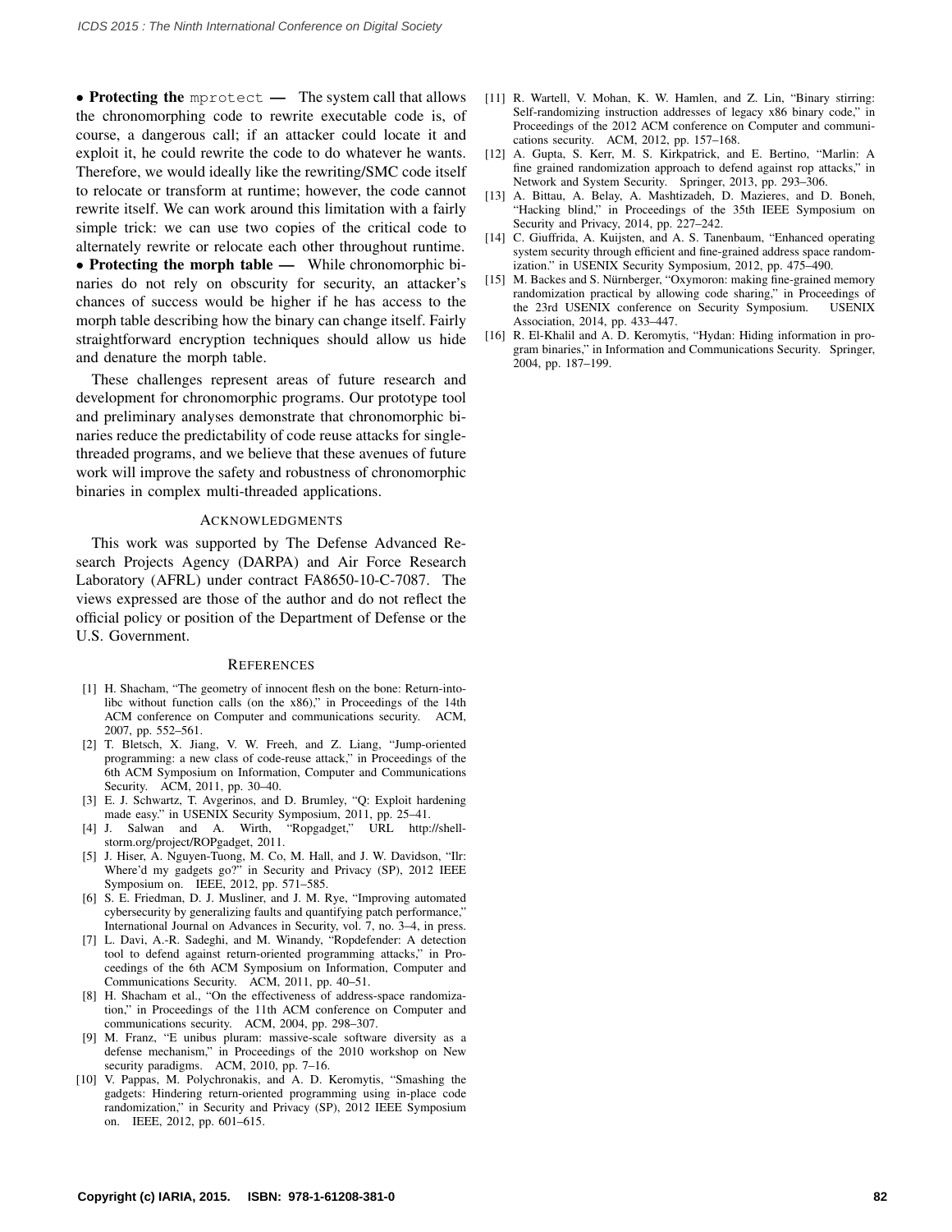• **Protecting the** `mprotect` **—** The system call that allows the chronomorphing code to rewrite executable code is, of course, a dangerous call; if an attacker could locate it and exploit it, he could rewrite the code to do whatever he wants. Therefore, we would ideally like the rewriting/SMC code itself to relocate or transform at runtime; however, the code cannot rewrite itself. We can work around this limitation with a fairly simple trick: we can use two copies of the critical code to alternately rewrite or relocate each other throughout runtime.

• **Protecting the morph table —** While chronomorphic binaries do not rely on obscurity for security, an attacker's chances of success would be higher if he has access to the morph table describing how the binary can change itself. Fairly straightforward encryption techniques should allow us hide and denature the morph table.

These challenges represent areas of future research and development for chronomorphic programs. Our prototype tool and preliminary analyses demonstrate that chronomorphic binaries reduce the predictability of code reuse attacks for single-threaded programs, and we believe that these avenues of future work will improve the safety and robustness of chronomorphic binaries in complex multi-threaded applications.

## ACKNOWLEDGMENTS

This work was supported by The Defense Advanced Research Projects Agency (DARPA) and Air Force Research Laboratory (AFRL) under contract FA8650-10-C-7087. The views expressed are those of the author and do not reflect the official policy or position of the Department of Defense or the U.S. Government.

## REFERENCES

[1] H. Shacham, "The geometry of innocent flesh on the bone: Return-into-libc without function calls (on the x86)," in Proceedings of the 14th ACM conference on Computer and communications security. ACM, 2007, pp. 552–561.

[2] T. Bletsch, X. Jiang, V. W. Freeh, and Z. Liang, "Jump-oriented programming: a new class of code-reuse attack," in Proceedings of the 6th ACM Symposium on Information, Computer and Communications Security. ACM, 2011, pp. 30–40.

[3] E. J. Schwartz, T. Avgerinos, and D. Brumley, "Q: Exploit hardening made easy." in USENIX Security Symposium, 2011, pp. 25–41.

[4] J. Salwan and A. Wirth, "Ropgadget," URL http://shell-storm.org/project/ROPgadget, 2011.

[5] J. Hiser, A. Nguyen-Tuong, M. Co, M. Hall, and J. W. Davidson, "Ilr: Where'd my gadgets go?" in Security and Privacy (SP), 2012 IEEE Symposium on. IEEE, 2012, pp. 571–585.

[6] S. E. Friedman, D. J. Musliner, and J. M. Rye, "Improving automated cybersecurity by generalizing faults and quantifying patch performance," International Journal on Advances in Security, vol. 7, no. 3–4, in press.

[7] L. Davi, A.-R. Sadeghi, and M. Winandy, "Ropdefender: A detection tool to defend against return-oriented programming attacks," in Proceedings of the 6th ACM Symposium on Information, Computer and Communications Security. ACM, 2011, pp. 40–51.

[8] H. Shacham et al., "On the effectiveness of address-space randomization," in Proceedings of the 11th ACM conference on Computer and communications security. ACM, 2004, pp. 298–307.

[9] M. Franz, "E unibus pluram: massive-scale software diversity as a defense mechanism," in Proceedings of the 2010 workshop on New security paradigms. ACM, 2010, pp. 7–16.

[10] V. Pappas, M. Polychronakis, and A. D. Keromytis, "Smashing the gadgets: Hindering return-oriented programming using in-place code randomization," in Security and Privacy (SP), 2012 IEEE Symposium on. IEEE, 2012, pp. 601–615.

[11] R. Wartell, V. Mohan, K. W. Hamlen, and Z. Lin, "Binary stirring: Self-randomizing instruction addresses of legacy x86 binary code," in Proceedings of the 2012 ACM conference on Computer and communications security. ACM, 2012, pp. 157–168.

[12] A. Gupta, S. Kerr, M. S. Kirkpatrick, and E. Bertino, "Marlin: A fine grained randomization approach to defend against rop attacks," in Network and System Security. Springer, 2013, pp. 293–306.

[13] A. Bittau, A. Belay, A. Mashtizadeh, D. Mazieres, and D. Boneh, "Hacking blind," in Proceedings of the 35th IEEE Symposium on Security and Privacy, 2014, pp. 227–242.

[14] C. Giuffrida, A. Kuijsten, and A. S. Tanenbaum, "Enhanced operating system security through efficient and fine-grained address space randomization." in USENIX Security Symposium, 2012, pp. 475–490.

[15] M. Backes and S. Nürnberger, "Oxymoron: making fine-grained memory randomization practical by allowing code sharing," in Proceedings of the 23rd USENIX conference on Security Symposium. USENIX Association, 2014, pp. 433–447.

[16] R. El-Khalil and A. D. Keromytis, "Hydan: Hiding information in program binaries," in Information and Communications Security. Springer, 2004, pp. 187–199.